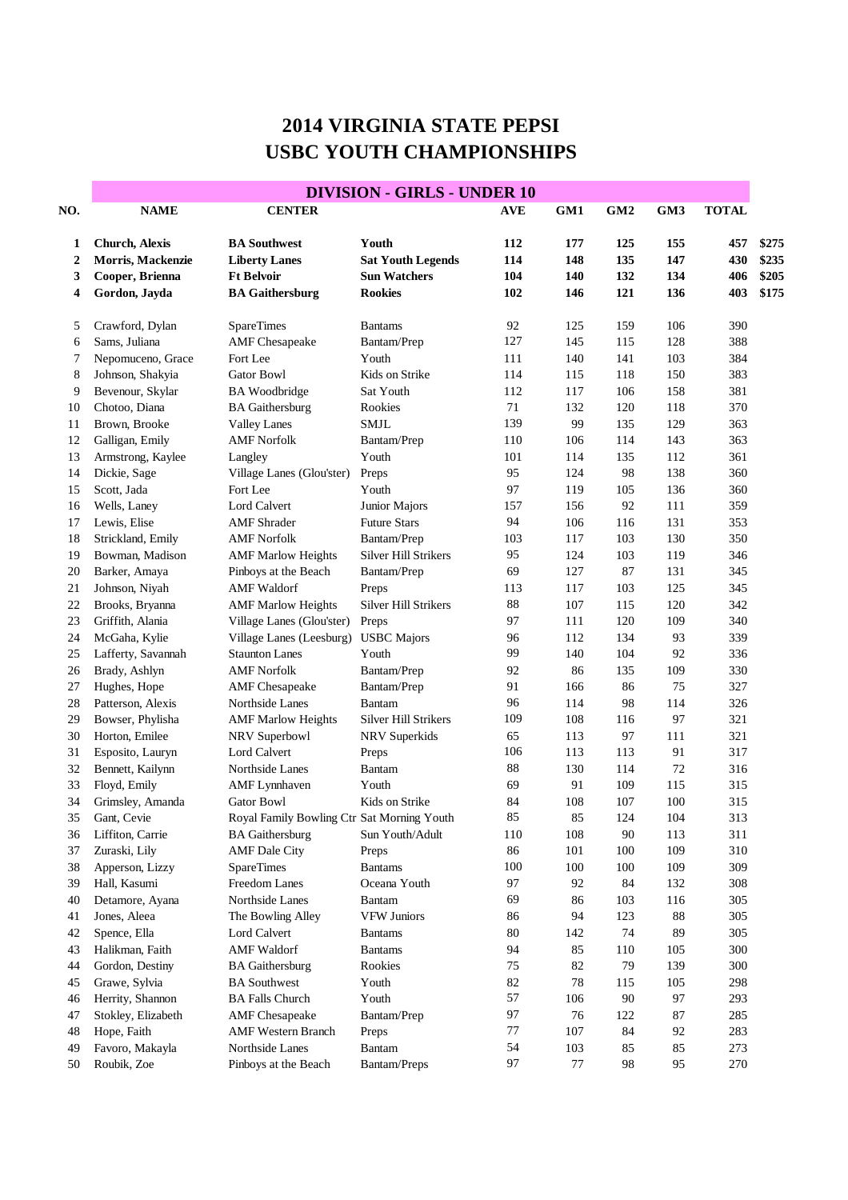# 2014 VIRGINIA STATE PEPSI
# USBC YOUTH CHAMPIONSHIPS

## DIVISION - GIRLS - UNDER 10

| NO. | NAME | CENTER | | AVE | GM1 | GM2 | GM3 | TOTAL | |
|---|---|---|---|---|---|---|---|---|---|
| **1** | **Church, Alexis** | **BA Southwest** | **Youth** | **112** | **177** | **125** | **155** | **457** | **$275** |
| **2** | **Morris, Mackenzie** | **Liberty Lanes** | **Sat Youth Legends** | **114** | **148** | **135** | **147** | **430** | **$235** |
| **3** | **Cooper, Brienna** | **Ft Belvoir** | **Sun Watchers** | **104** | **140** | **132** | **134** | **406** | **$205** |
| **4** | **Gordon, Jayda** | **BA Gaithersburg** | **Rookies** | **102** | **146** | **121** | **136** | **403** | **$175** |
| 5 | Crawford, Dylan | SpareTimes | Bantams | 92 | 125 | 159 | 106 | 390 | |
| 6 | Sams, Juliana | AMF Chesapeake | Bantam/Prep | 127 | 145 | 115 | 128 | 388 | |
| 7 | Nepomuceno, Grace | Fort Lee | Youth | 111 | 140 | 141 | 103 | 384 | |
| 8 | Johnson, Shakyia | Gator Bowl | Kids on Strike | 114 | 115 | 118 | 150 | 383 | |
| 9 | Bevenour, Skylar | BA Woodbridge | Sat Youth | 112 | 117 | 106 | 158 | 381 | |
| 10 | Chotoo, Diana | BA Gaithersburg | Rookies | 71 | 132 | 120 | 118 | 370 | |
| 11 | Brown, Brooke | Valley Lanes | SMJL | 139 | 99 | 135 | 129 | 363 | |
| 12 | Galligan, Emily | AMF Norfolk | Bantam/Prep | 110 | 106 | 114 | 143 | 363 | |
| 13 | Armstrong, Kaylee | Langley | Youth | 101 | 114 | 135 | 112 | 361 | |
| 14 | Dickie, Sage | Village Lanes (Glou'ster) | Preps | 95 | 124 | 98 | 138 | 360 | |
| 15 | Scott, Jada | Fort Lee | Youth | 97 | 119 | 105 | 136 | 360 | |
| 16 | Wells, Laney | Lord Calvert | Junior Majors | 157 | 156 | 92 | 111 | 359 | |
| 17 | Lewis, Elise | AMF Shrader | Future Stars | 94 | 106 | 116 | 131 | 353 | |
| 18 | Strickland, Emily | AMF Norfolk | Bantam/Prep | 103 | 117 | 103 | 130 | 350 | |
| 19 | Bowman, Madison | AMF Marlow Heights | Silver Hill Strikers | 95 | 124 | 103 | 119 | 346 | |
| 20 | Barker, Amaya | Pinboys at the Beach | Bantam/Prep | 69 | 127 | 87 | 131 | 345 | |
| 21 | Johnson, Niyah | AMF Waldorf | Preps | 113 | 117 | 103 | 125 | 345 | |
| 22 | Brooks, Bryanna | AMF Marlow Heights | Silver Hill Strikers | 88 | 107 | 115 | 120 | 342 | |
| 23 | Griffith, Alania | Village Lanes (Glou'ster) | Preps | 97 | 111 | 120 | 109 | 340 | |
| 24 | McGaha, Kylie | Village Lanes (Leesburg) | USBC Majors | 96 | 112 | 134 | 93 | 339 | |
| 25 | Lafferty, Savannah | Staunton Lanes | Youth | 99 | 140 | 104 | 92 | 336 | |
| 26 | Brady, Ashlyn | AMF Norfolk | Bantam/Prep | 92 | 86 | 135 | 109 | 330 | |
| 27 | Hughes, Hope | AMF Chesapeake | Bantam/Prep | 91 | 166 | 86 | 75 | 327 | |
| 28 | Patterson, Alexis | Northside Lanes | Bantam | 96 | 114 | 98 | 114 | 326 | |
| 29 | Bowser, Phylisha | AMF Marlow Heights | Silver Hill Strikers | 109 | 108 | 116 | 97 | 321 | |
| 30 | Horton, Emilee | NRV Superbowl | NRV Superkids | 65 | 113 | 97 | 111 | 321 | |
| 31 | Esposito, Lauryn | Lord Calvert | Preps | 106 | 113 | 113 | 91 | 317 | |
| 32 | Bennett, Kailynn | Northside Lanes | Bantam | 88 | 130 | 114 | 72 | 316 | |
| 33 | Floyd, Emily | AMF Lynnhaven | Youth | 69 | 91 | 109 | 115 | 315 | |
| 34 | Grimsley, Amanda | Gator Bowl | Kids on Strike | 84 | 108 | 107 | 100 | 315 | |
| 35 | Gant, Cevie | Royal Family Bowling Ctr | Sat Morning Youth | 85 | 85 | 124 | 104 | 313 | |
| 36 | Liffiton, Carrie | BA Gaithersburg | Sun Youth/Adult | 110 | 108 | 90 | 113 | 311 | |
| 37 | Zuraski, Lily | AMF Dale City | Preps | 86 | 101 | 100 | 109 | 310 | |
| 38 | Apperson, Lizzy | SpareTimes | Bantams | 100 | 100 | 100 | 109 | 309 | |
| 39 | Hall, Kasumi | Freedom Lanes | Oceana Youth | 97 | 92 | 84 | 132 | 308 | |
| 40 | Detamore, Ayana | Northside Lanes | Bantam | 69 | 86 | 103 | 116 | 305 | |
| 41 | Jones, Aleea | The Bowling Alley | VFW Juniors | 86 | 94 | 123 | 88 | 305 | |
| 42 | Spence, Ella | Lord Calvert | Bantams | 80 | 142 | 74 | 89 | 305 | |
| 43 | Halikman, Faith | AMF Waldorf | Bantams | 94 | 85 | 110 | 105 | 300 | |
| 44 | Gordon, Destiny | BA Gaithersburg | Rookies | 75 | 82 | 79 | 139 | 300 | |
| 45 | Grawe, Sylvia | BA Southwest | Youth | 82 | 78 | 115 | 105 | 298 | |
| 46 | Herrity, Shannon | BA Falls Church | Youth | 57 | 106 | 90 | 97 | 293 | |
| 47 | Stokley, Elizabeth | AMF Chesapeake | Bantam/Prep | 97 | 76 | 122 | 87 | 285 | |
| 48 | Hope, Faith | AMF Western Branch | Preps | 77 | 107 | 84 | 92 | 283 | |
| 49 | Favoro, Makayla | Northside Lanes | Bantam | 54 | 103 | 85 | 85 | 273 | |
| 50 | Roubik, Zoe | Pinboys at the Beach | Bantam/Preps | 97 | 77 | 98 | 95 | 270 | |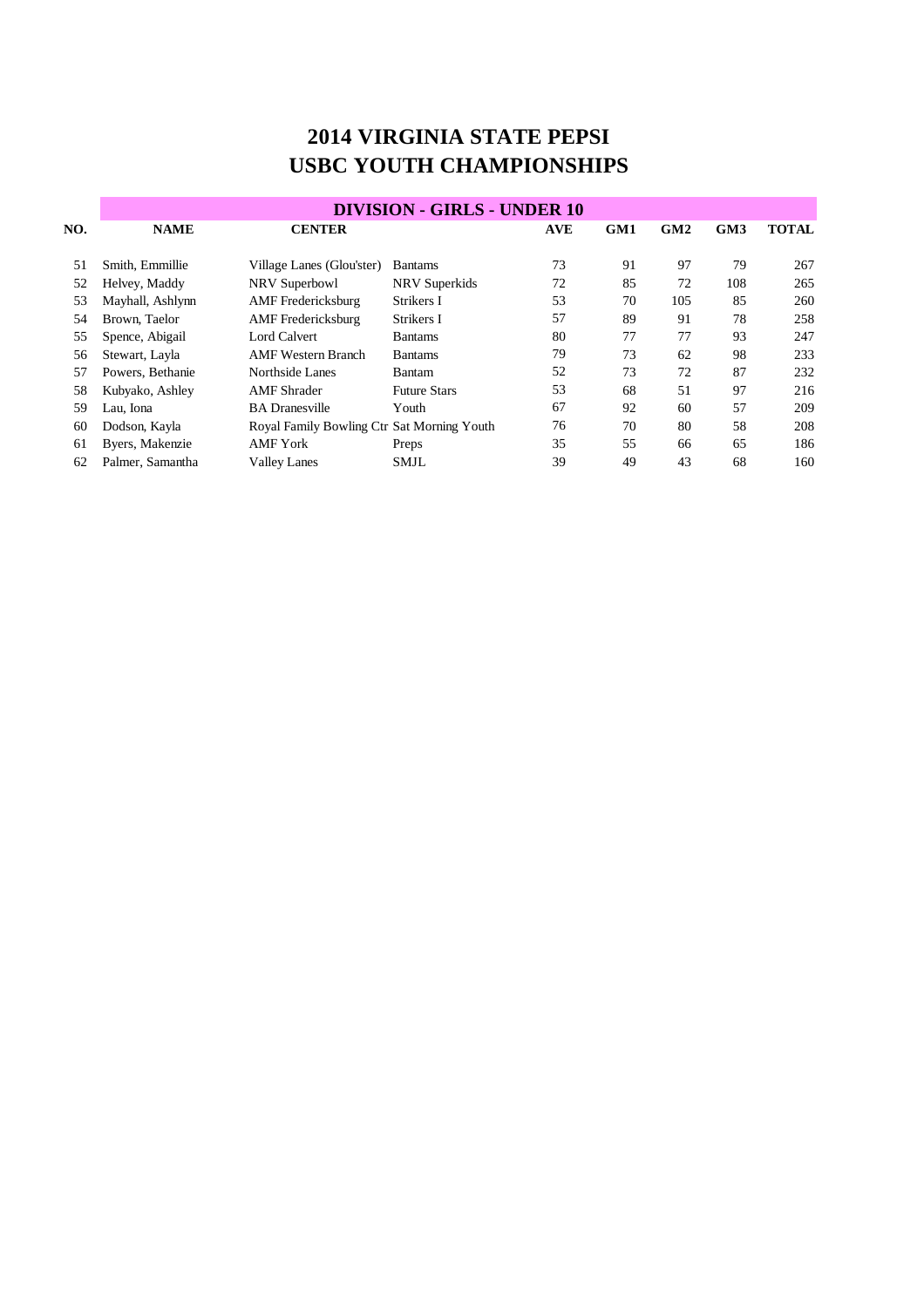# 2014 VIRGINIA STATE PEPSI
# USBC YOUTH CHAMPIONSHIPS

## DIVISION - GIRLS - UNDER 10

| NO. | NAME | CENTER | | AVE | GM1 | GM2 | GM3 | TOTAL |
|---|---|---|---|---|---|---|---|---|
| 51 | Smith, Emmillie | Village Lanes (Glou'ster) | Bantams | 73 | 91 | 97 | 79 | 267 |
| 52 | Helvey, Maddy | NRV Superbowl | NRV Superkids | 72 | 85 | 72 | 108 | 265 |
| 53 | Mayhall, Ashlynn | AMF Fredericksburg | Strikers I | 53 | 70 | 105 | 85 | 260 |
| 54 | Brown, Taelor | AMF Fredericksburg | Strikers I | 57 | 89 | 91 | 78 | 258 |
| 55 | Spence, Abigail | Lord Calvert | Bantams | 80 | 77 | 77 | 93 | 247 |
| 56 | Stewart, Layla | AMF Western Branch | Bantams | 79 | 73 | 62 | 98 | 233 |
| 57 | Powers, Bethanie | Northside Lanes | Bantam | 52 | 73 | 72 | 87 | 232 |
| 58 | Kubyako, Ashley | AMF Shrader | Future Stars | 53 | 68 | 51 | 97 | 216 |
| 59 | Lau, Iona | BA Dranesville | Youth | 67 | 92 | 60 | 57 | 209 |
| 60 | Dodson, Kayla | Royal Family Bowling Ctr | Sat Morning Youth | 76 | 70 | 80 | 58 | 208 |
| 61 | Byers, Makenzie | AMF York | Preps | 35 | 55 | 66 | 65 | 186 |
| 62 | Palmer, Samantha | Valley Lanes | SMJL | 39 | 49 | 43 | 68 | 160 |